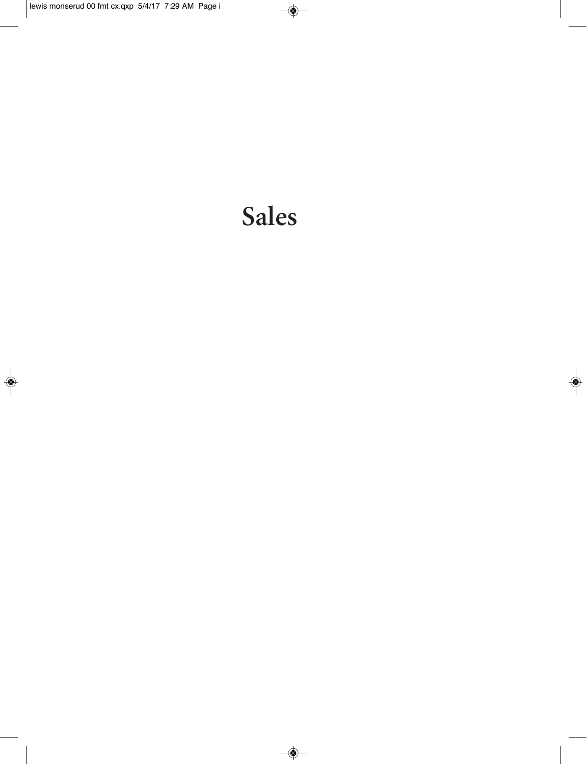# Sales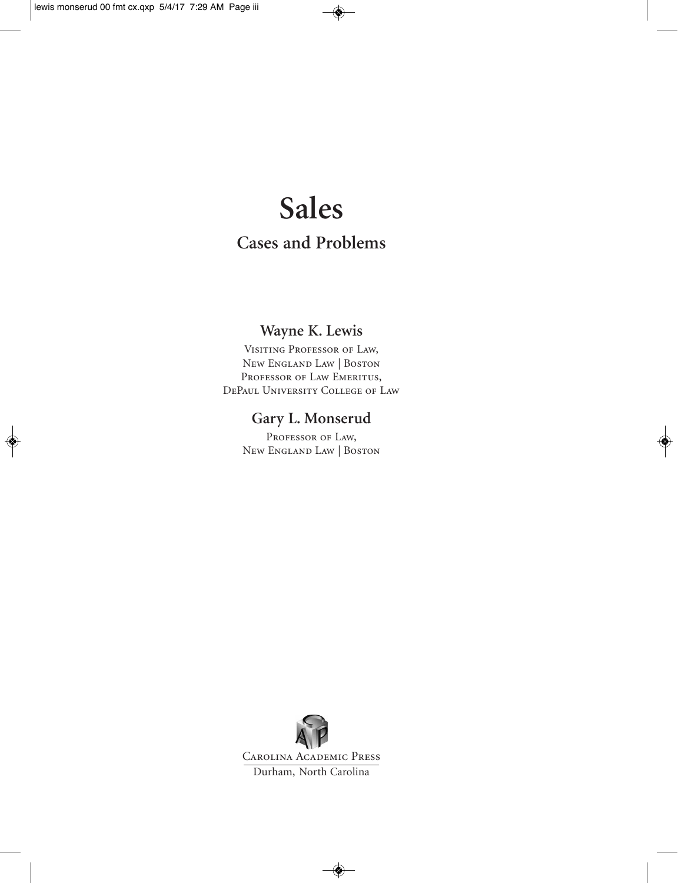# Sales

## Cases and Problems

**Wayne K. Lewis**

Visiting Professor of Law,
New England Law | Boston
Professor of Law Emeritus,
DePaul University College of Law

**Gary L. Monserud**

Professor of Law,
New England Law | Boston

Carolina Academic Press
Durham, North Carolina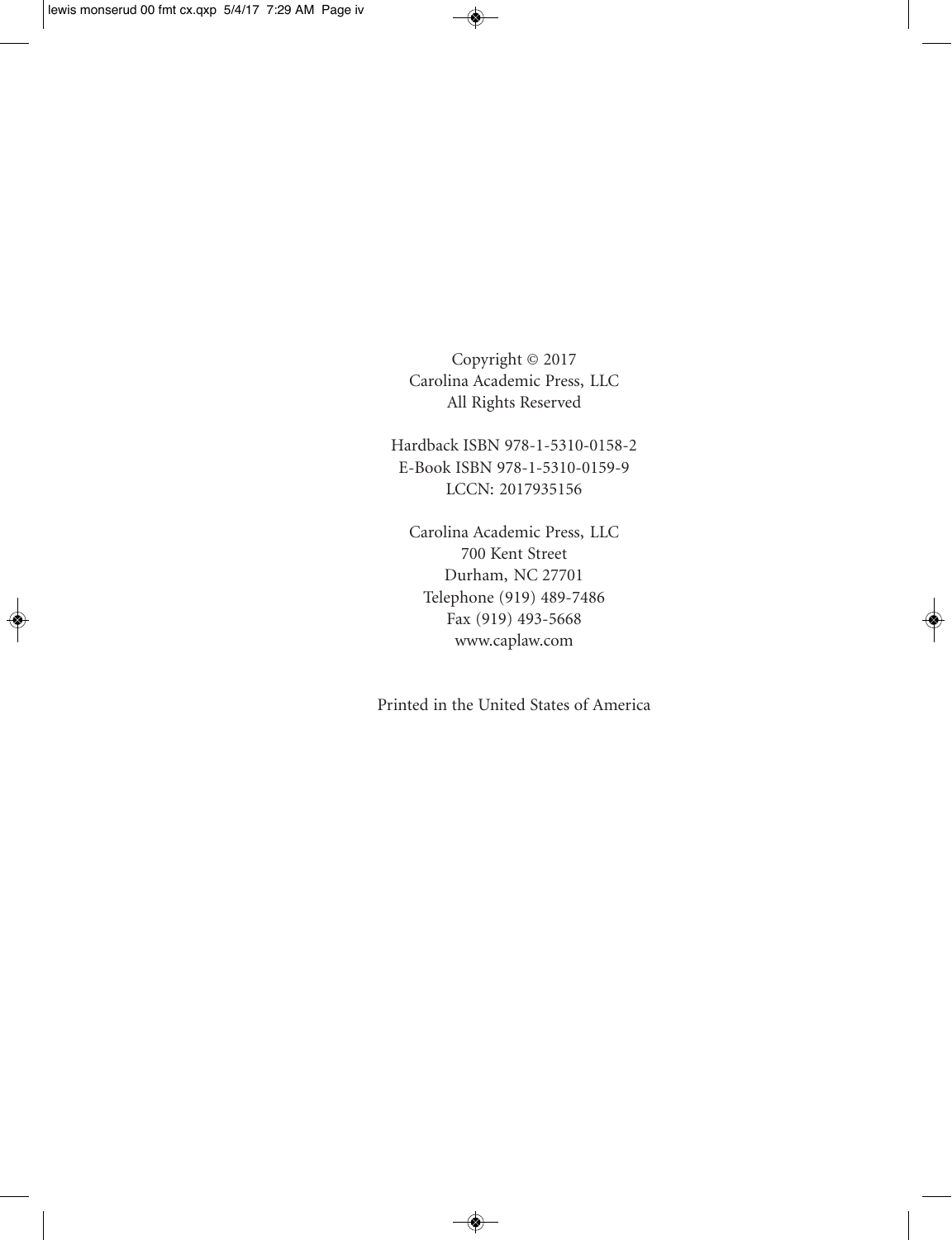Copyright © 2017
Carolina Academic Press, LLC
All Rights Reserved

Hardback ISBN 978-1-5310-0158-2
E-Book ISBN 978-1-5310-0159-9
LCCN: 2017935156

Carolina Academic Press, LLC
700 Kent Street
Durham, NC 27701
Telephone (919) 489-7486
Fax (919) 493-5668
www.caplaw.com

Printed in the United States of America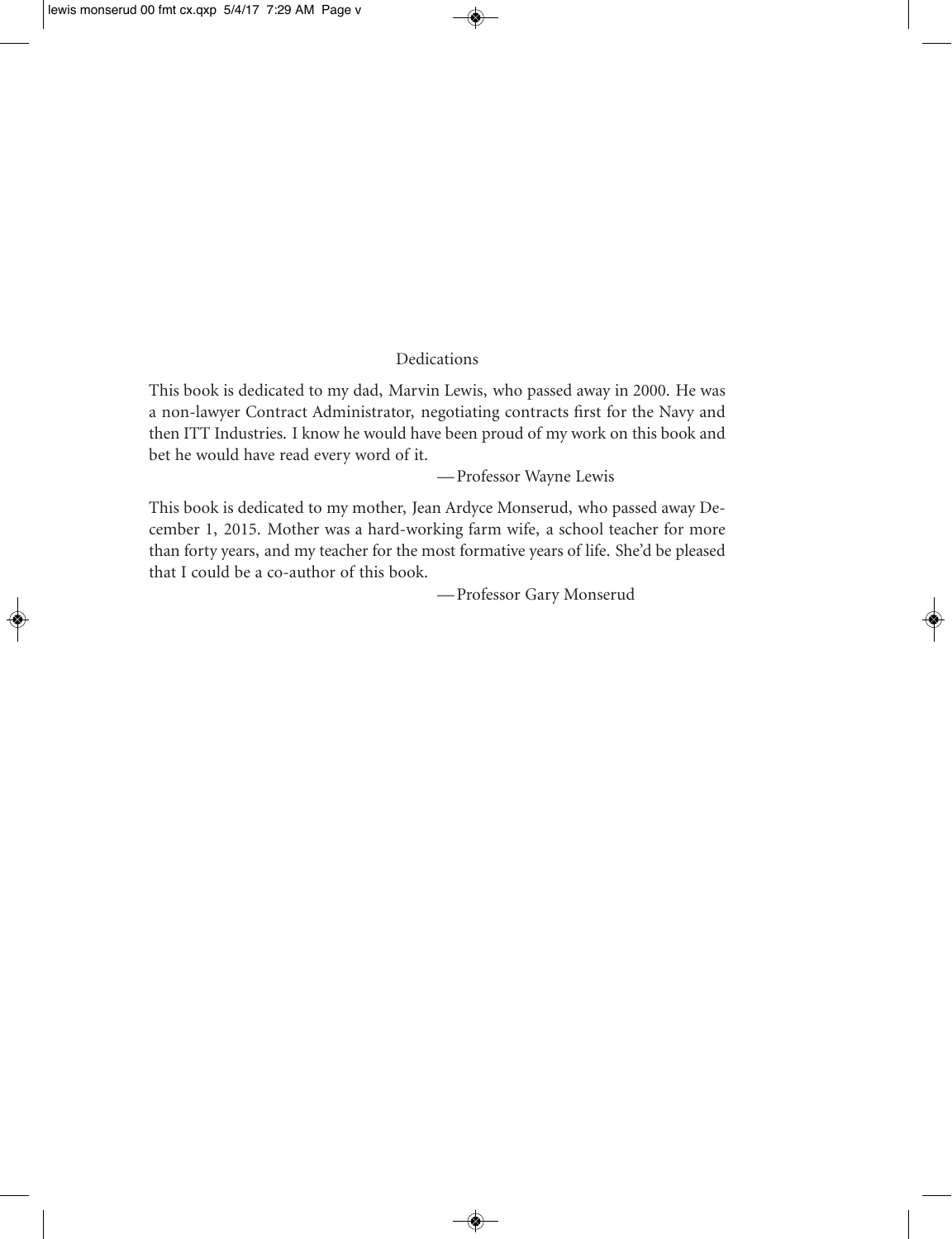# Dedications

This book is dedicated to my dad, Marvin Lewis, who passed away in 2000. He was a non-lawyer Contract Administrator, negotiating contracts first for the Navy and then ITT Industries. I know he would have been proud of my work on this book and bet he would have read every word of it.

—Professor Wayne Lewis

This book is dedicated to my mother, Jean Ardyce Monserud, who passed away December 1, 2015. Mother was a hard-working farm wife, a school teacher for more than forty years, and my teacher for the most formative years of life. She'd be pleased that I could be a co-author of this book.

—Professor Gary Monserud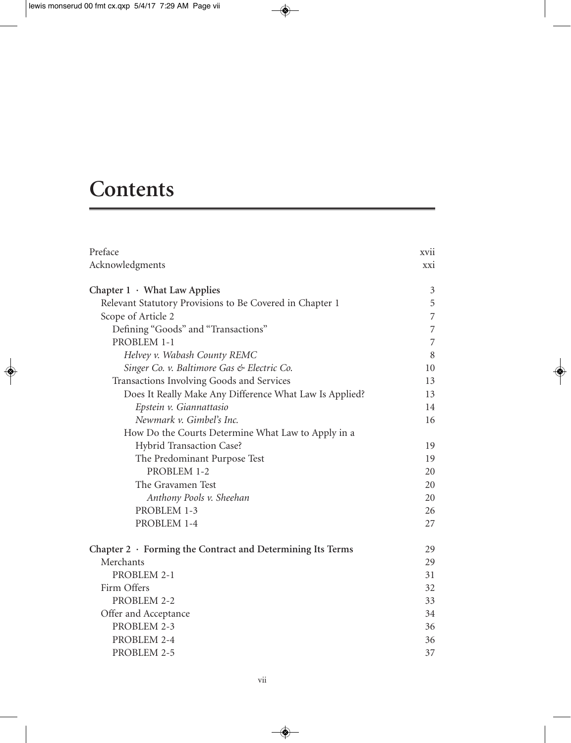# Contents

| | |
|---|---|
| Preface | xvii |
| Acknowledgments | xxi |
| **Chapter 1 · What Law Applies** | 3 |
| Relevant Statutory Provisions to Be Covered in Chapter 1 | 5 |
| Scope of Article 2 | 7 |
| Defining "Goods" and "Transactions" | 7 |
| PROBLEM 1-1 | 7 |
| *Helvey v. Wabash County REMC* | 8 |
| *Singer Co. v. Baltimore Gas & Electric Co.* | 10 |
| Transactions Involving Goods and Services | 13 |
| Does It Really Make Any Difference What Law Is Applied? | 13 |
| *Epstein v. Giannattasio* | 14 |
| *Newmark v. Gimbel's Inc.* | 16 |
| How Do the Courts Determine What Law to Apply in a Hybrid Transaction Case? | 19 |
| The Predominant Purpose Test | 19 |
| PROBLEM 1-2 | 20 |
| The Gravamen Test | 20 |
| *Anthony Pools v. Sheehan* | 20 |
| PROBLEM 1-3 | 26 |
| PROBLEM 1-4 | 27 |
| **Chapter 2 · Forming the Contract and Determining Its Terms** | 29 |
| Merchants | 29 |
| PROBLEM 2-1 | 31 |
| Firm Offers | 32 |
| PROBLEM 2-2 | 33 |
| Offer and Acceptance | 34 |
| PROBLEM 2-3 | 36 |
| PROBLEM 2-4 | 36 |
| PROBLEM 2-5 | 37 |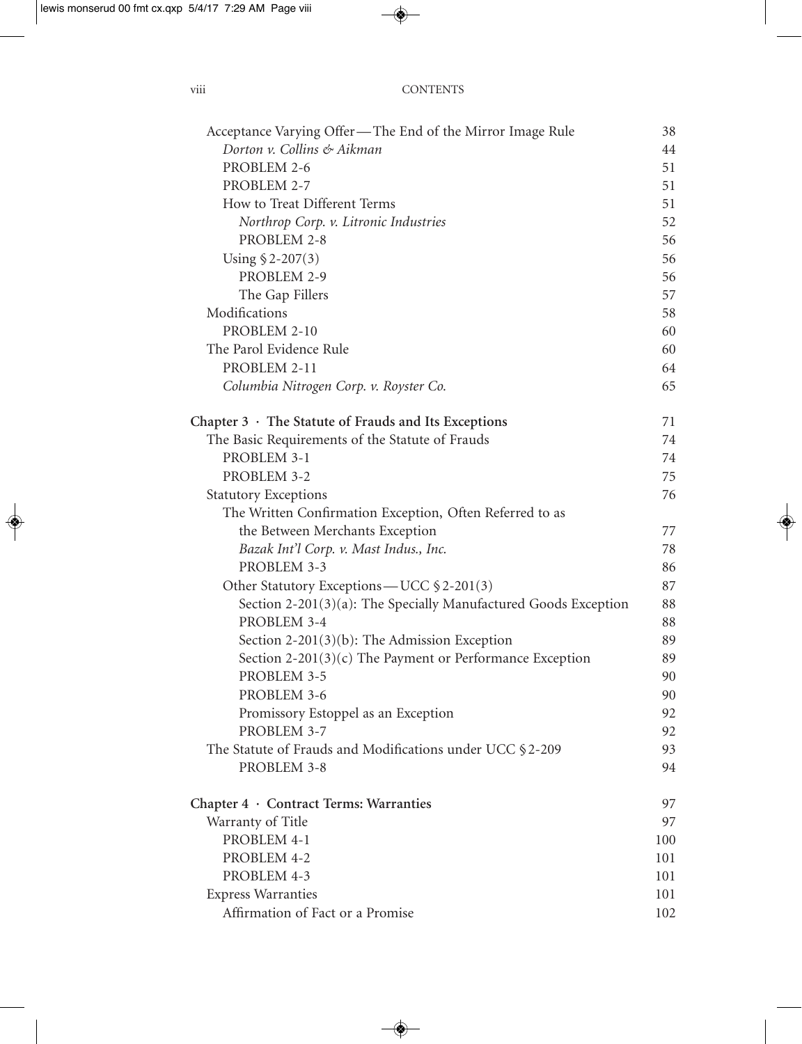| | |
|---|---|
| Acceptance Varying Offer—The End of the Mirror Image Rule | 38 |
| *Dorton v. Collins & Aikman* | 44 |
| PROBLEM 2-6 | 51 |
| PROBLEM 2-7 | 51 |
| How to Treat Different Terms | 51 |
| *Northrop Corp. v. Litronic Industries* | 52 |
| PROBLEM 2-8 | 56 |
| Using § 2-207(3) | 56 |
| PROBLEM 2-9 | 56 |
| The Gap Fillers | 57 |
| Modifications | 58 |
| PROBLEM 2-10 | 60 |
| The Parol Evidence Rule | 60 |
| PROBLEM 2-11 | 64 |
| *Columbia Nitrogen Corp. v. Royster Co.* | 65 |
| **Chapter 3 · The Statute of Frauds and Its Exceptions** | 71 |
| The Basic Requirements of the Statute of Frauds | 74 |
| PROBLEM 3-1 | 74 |
| PROBLEM 3-2 | 75 |
| Statutory Exceptions | 76 |
| The Written Confirmation Exception, Often Referred to as the Between Merchants Exception | 77 |
| *Bazak Int'l Corp. v. Mast Indus., Inc.* | 78 |
| PROBLEM 3-3 | 86 |
| Other Statutory Exceptions—UCC § 2-201(3) | 87 |
| Section 2-201(3)(a): The Specially Manufactured Goods Exception | 88 |
| PROBLEM 3-4 | 88 |
| Section 2-201(3)(b): The Admission Exception | 89 |
| Section 2-201(3)(c) The Payment or Performance Exception | 89 |
| PROBLEM 3-5 | 90 |
| PROBLEM 3-6 | 90 |
| Promissory Estoppel as an Exception | 92 |
| PROBLEM 3-7 | 92 |
| The Statute of Frauds and Modifications under UCC § 2-209 | 93 |
| PROBLEM 3-8 | 94 |
| **Chapter 4 · Contract Terms: Warranties** | 97 |
| Warranty of Title | 97 |
| PROBLEM 4-1 | 100 |
| PROBLEM 4-2 | 101 |
| PROBLEM 4-3 | 101 |
| Express Warranties | 101 |
| Affirmation of Fact or a Promise | 102 |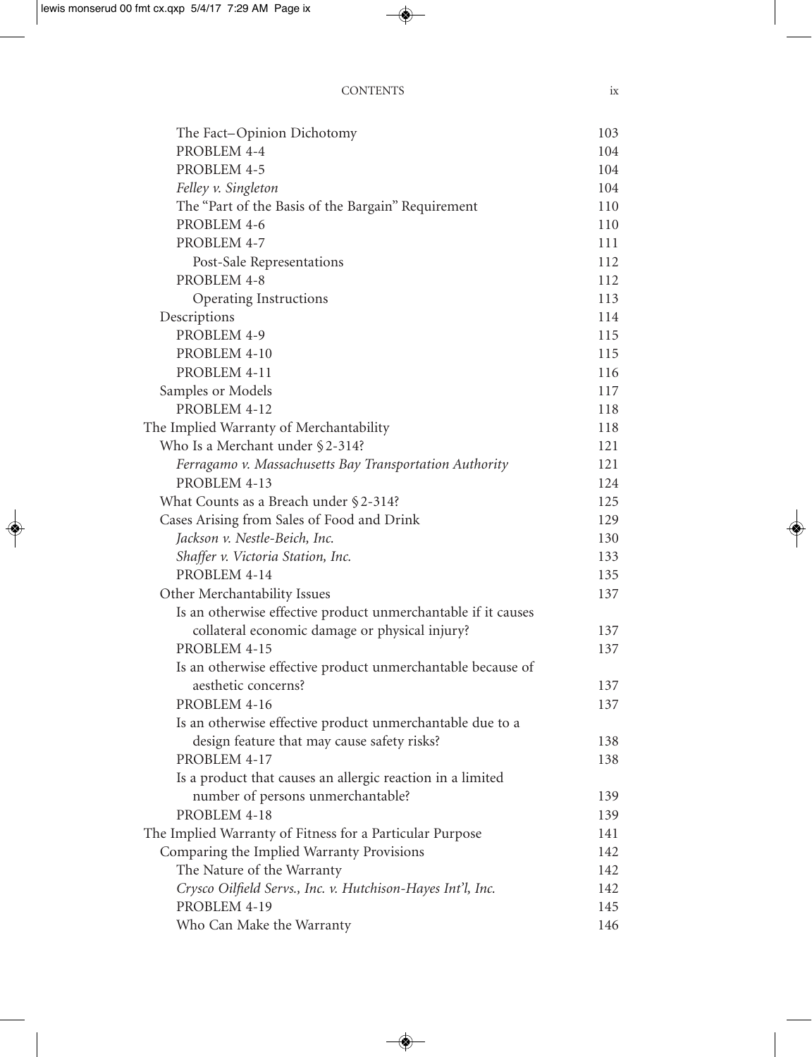| | |
|---|---|
| The Fact–Opinion Dichotomy | 103 |
| PROBLEM 4-4 | 104 |
| PROBLEM 4-5 | 104 |
| *Felley v. Singleton* | 104 |
| The "Part of the Basis of the Bargain" Requirement | 110 |
| PROBLEM 4-6 | 110 |
| PROBLEM 4-7 | 111 |
| Post-Sale Representations | 112 |
| PROBLEM 4-8 | 112 |
| Operating Instructions | 113 |
| Descriptions | 114 |
| PROBLEM 4-9 | 115 |
| PROBLEM 4-10 | 115 |
| PROBLEM 4-11 | 116 |
| Samples or Models | 117 |
| PROBLEM 4-12 | 118 |
| The Implied Warranty of Merchantability | 118 |
| Who Is a Merchant under § 2-314? | 121 |
| *Ferragamo v. Massachusetts Bay Transportation Authority* | 121 |
| PROBLEM 4-13 | 124 |
| What Counts as a Breach under § 2-314? | 125 |
| Cases Arising from Sales of Food and Drink | 129 |
| *Jackson v. Nestle-Beich, Inc.* | 130 |
| *Shaffer v. Victoria Station, Inc.* | 133 |
| PROBLEM 4-14 | 135 |
| Other Merchantability Issues | 137 |
| Is an otherwise effective product unmerchantable if it causes collateral economic damage or physical injury? | 137 |
| PROBLEM 4-15 | 137 |
| Is an otherwise effective product unmerchantable because of aesthetic concerns? | 137 |
| PROBLEM 4-16 | 137 |
| Is an otherwise effective product unmerchantable due to a design feature that may cause safety risks? | 138 |
| PROBLEM 4-17 | 138 |
| Is a product that causes an allergic reaction in a limited number of persons unmerchantable? | 139 |
| PROBLEM 4-18 | 139 |
| The Implied Warranty of Fitness for a Particular Purpose | 141 |
| Comparing the Implied Warranty Provisions | 142 |
| The Nature of the Warranty | 142 |
| *Crysco Oilfield Servs., Inc. v. Hutchison-Hayes Int'l, Inc.* | 142 |
| PROBLEM 4-19 | 145 |
| Who Can Make the Warranty | 146 |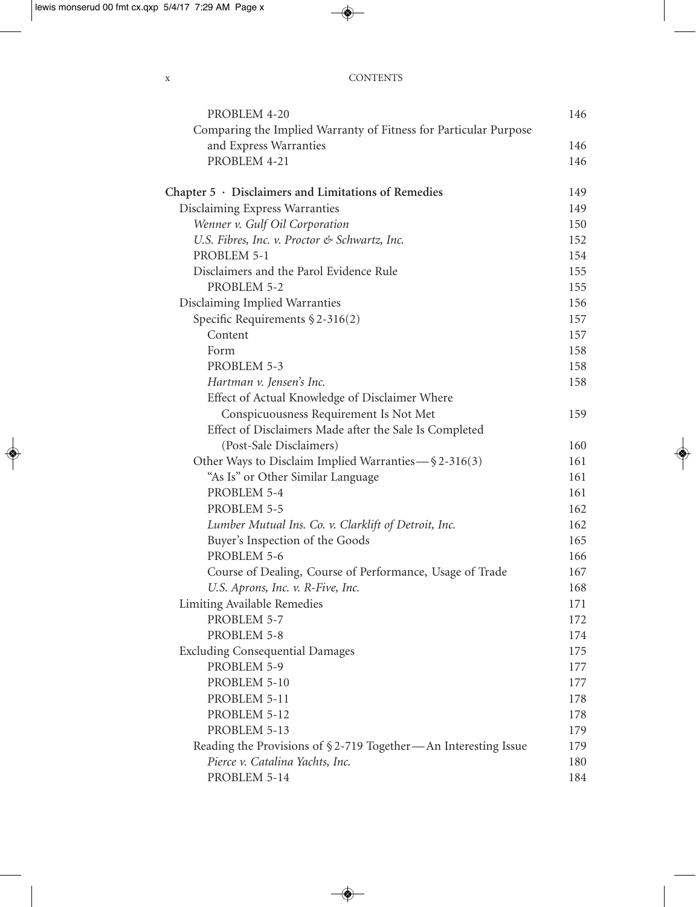| | |
|---|---|
| PROBLEM 4-20 | 146 |
| Comparing the Implied Warranty of Fitness for Particular Purpose and Express Warranties | 146 |
| PROBLEM 4-21 | 146 |
| **Chapter 5 · Disclaimers and Limitations of Remedies** | **149** |
| Disclaiming Express Warranties | 149 |
| *Wenner v. Gulf Oil Corporation* | 150 |
| *U.S. Fibres, Inc. v. Proctor & Schwartz, Inc.* | 152 |
| PROBLEM 5-1 | 154 |
| Disclaimers and the Parol Evidence Rule | 155 |
| PROBLEM 5-2 | 155 |
| Disclaiming Implied Warranties | 156 |
| Specific Requirements § 2-316(2) | 157 |
| Content | 157 |
| Form | 158 |
| PROBLEM 5-3 | 158 |
| *Hartman v. Jensen's Inc.* | 158 |
| Effect of Actual Knowledge of Disclaimer Where Conspicuousness Requirement Is Not Met | 159 |
| Effect of Disclaimers Made after the Sale Is Completed (Post-Sale Disclaimers) | 160 |
| Other Ways to Disclaim Implied Warranties — § 2-316(3) | 161 |
| "As Is" or Other Similar Language | 161 |
| PROBLEM 5-4 | 161 |
| PROBLEM 5-5 | 162 |
| *Lumber Mutual Ins. Co. v. Clarklift of Detroit, Inc.* | 162 |
| Buyer's Inspection of the Goods | 165 |
| PROBLEM 5-6 | 166 |
| Course of Dealing, Course of Performance, Usage of Trade | 167 |
| *U.S. Aprons, Inc. v. R-Five, Inc.* | 168 |
| Limiting Available Remedies | 171 |
| PROBLEM 5-7 | 172 |
| PROBLEM 5-8 | 174 |
| Excluding Consequential Damages | 175 |
| PROBLEM 5-9 | 177 |
| PROBLEM 5-10 | 177 |
| PROBLEM 5-11 | 178 |
| PROBLEM 5-12 | 178 |
| PROBLEM 5-13 | 179 |
| Reading the Provisions of § 2-719 Together — An Interesting Issue | 179 |
| *Pierce v. Catalina Yachts, Inc.* | 180 |
| PROBLEM 5-14 | 184 |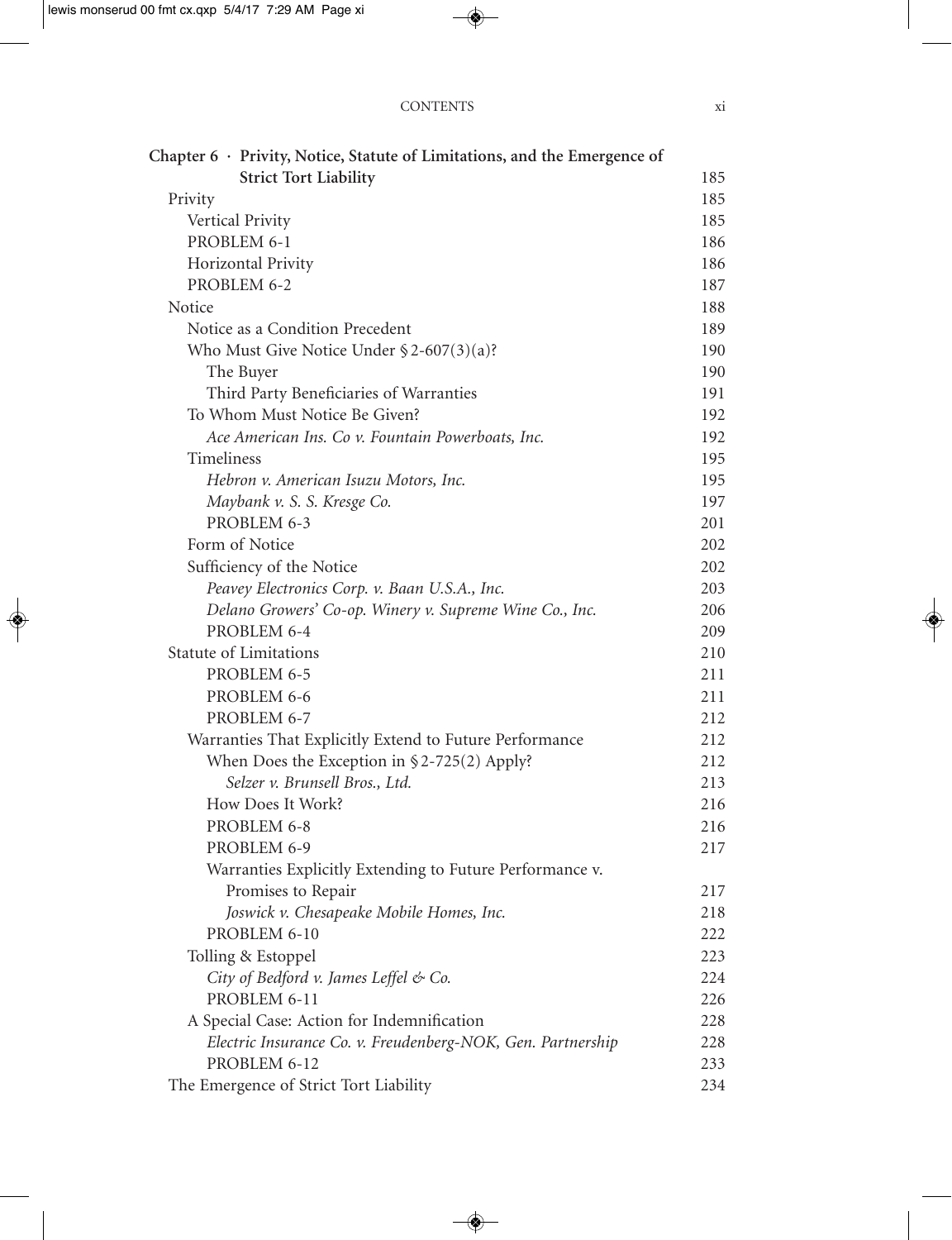| | |
|---|---|
| **Chapter 6 · Privity, Notice, Statute of Limitations, and the Emergence of Strict Tort Liability** | 185 |
| Privity | 185 |
| Vertical Privity | 185 |
| PROBLEM 6-1 | 186 |
| Horizontal Privity | 186 |
| PROBLEM 6-2 | 187 |
| Notice | 188 |
| Notice as a Condition Precedent | 189 |
| Who Must Give Notice Under §2-607(3)(a)? | 190 |
| The Buyer | 190 |
| Third Party Beneficiaries of Warranties | 191 |
| To Whom Must Notice Be Given? | 192 |
| *Ace American Ins. Co v. Fountain Powerboats, Inc.* | 192 |
| Timeliness | 195 |
| *Hebron v. American Isuzu Motors, Inc.* | 195 |
| *Maybank v. S. S. Kresge Co.* | 197 |
| PROBLEM 6-3 | 201 |
| Form of Notice | 202 |
| Sufficiency of the Notice | 202 |
| *Peavey Electronics Corp. v. Baan U.S.A., Inc.* | 203 |
| *Delano Growers' Co-op. Winery v. Supreme Wine Co., Inc.* | 206 |
| PROBLEM 6-4 | 209 |
| Statute of Limitations | 210 |
| PROBLEM 6-5 | 211 |
| PROBLEM 6-6 | 211 |
| PROBLEM 6-7 | 212 |
| Warranties That Explicitly Extend to Future Performance | 212 |
| When Does the Exception in §2-725(2) Apply? | 212 |
| *Selzer v. Brunsell Bros., Ltd.* | 213 |
| How Does It Work? | 216 |
| PROBLEM 6-8 | 216 |
| PROBLEM 6-9 | 217 |
| Warranties Explicitly Extending to Future Performance v. Promises to Repair | 217 |
| *Joswick v. Chesapeake Mobile Homes, Inc.* | 218 |
| PROBLEM 6-10 | 222 |
| Tolling & Estoppel | 223 |
| *City of Bedford v. James Leffel & Co.* | 224 |
| PROBLEM 6-11 | 226 |
| A Special Case: Action for Indemnification | 228 |
| *Electric Insurance Co. v. Freudenberg-NOK, Gen. Partnership* | 228 |
| PROBLEM 6-12 | 233 |
| The Emergence of Strict Tort Liability | 234 |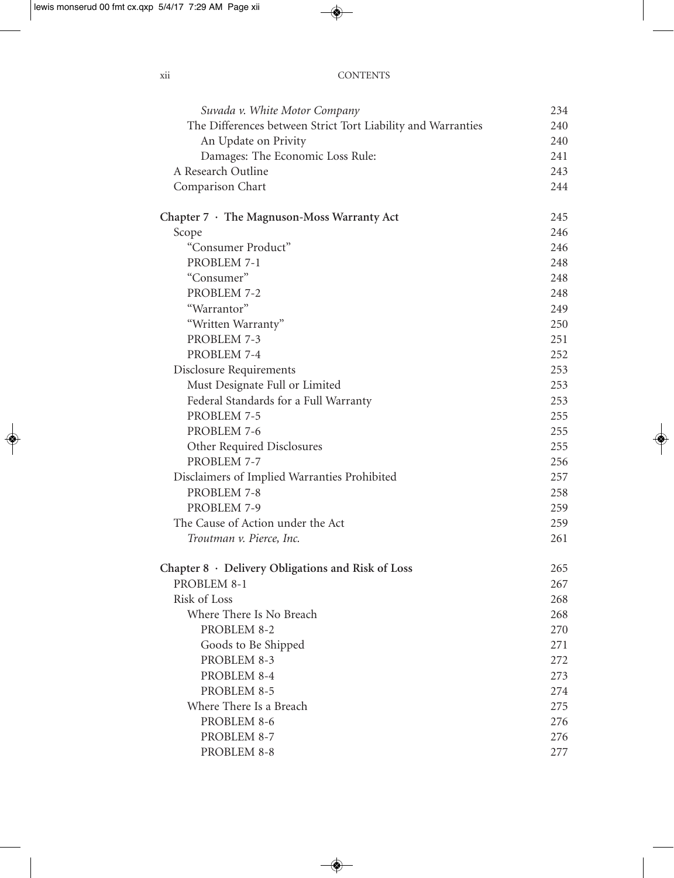*Suvada v. White Motor Company* 234
The Differences between Strict Tort Liability and Warranties 240
An Update on Privity 240
Damages: The Economic Loss Rule: 241
A Research Outline 243
Comparison Chart 244

**Chapter 7 · The Magnuson-Moss Warranty Act** 245
Scope 246
"Consumer Product" 246
PROBLEM 7-1 248
"Consumer" 248
PROBLEM 7-2 248
"Warrantor" 249
"Written Warranty" 250
PROBLEM 7-3 251
PROBLEM 7-4 252
Disclosure Requirements 253
Must Designate Full or Limited 253
Federal Standards for a Full Warranty 253
PROBLEM 7-5 255
PROBLEM 7-6 255
Other Required Disclosures 255
PROBLEM 7-7 256
Disclaimers of Implied Warranties Prohibited 257
PROBLEM 7-8 258
PROBLEM 7-9 259
The Cause of Action under the Act 259
*Troutman v. Pierce, Inc.* 261

**Chapter 8 · Delivery Obligations and Risk of Loss** 265
PROBLEM 8-1 267
Risk of Loss 268
Where There Is No Breach 268
PROBLEM 8-2 270
Goods to Be Shipped 271
PROBLEM 8-3 272
PROBLEM 8-4 273
PROBLEM 8-5 274
Where There Is a Breach 275
PROBLEM 8-6 276
PROBLEM 8-7 276
PROBLEM 8-8 277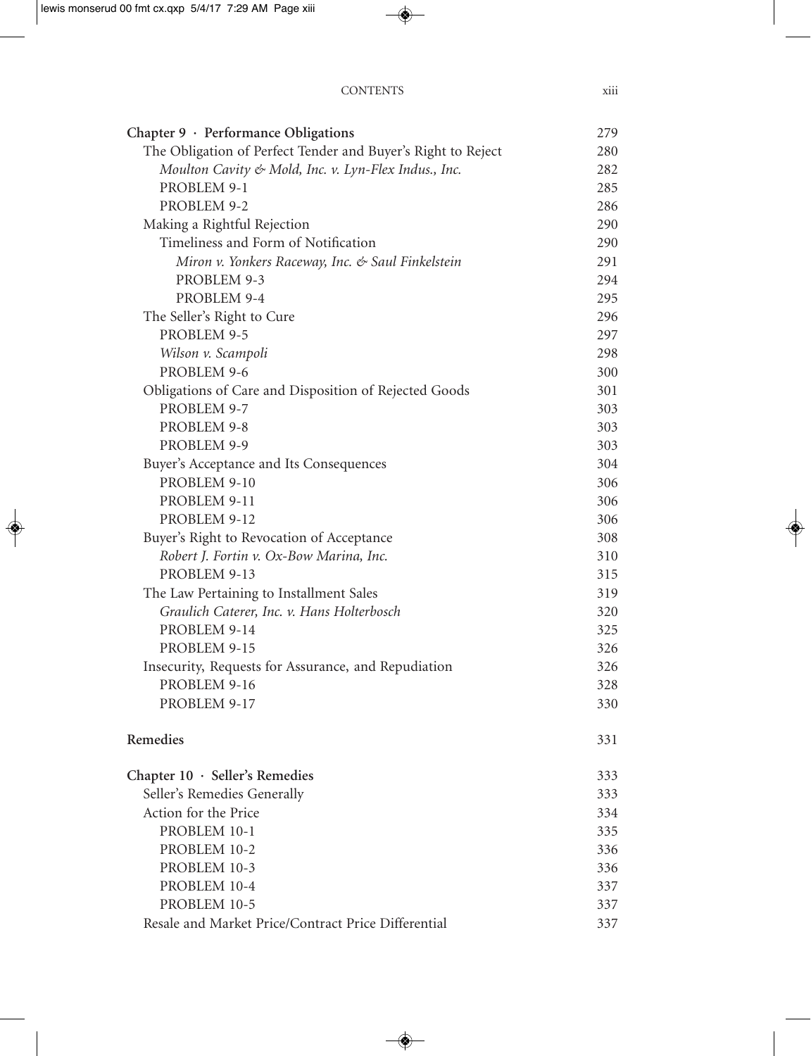| | |
|---|---|
| **Chapter 9 · Performance Obligations** | 279 |
| The Obligation of Perfect Tender and Buyer's Right to Reject | 280 |
| *Moulton Cavity & Mold, Inc. v. Lyn-Flex Indus., Inc.* | 282 |
| PROBLEM 9-1 | 285 |
| PROBLEM 9-2 | 286 |
| Making a Rightful Rejection | 290 |
| Timeliness and Form of Notification | 290 |
| *Miron v. Yonkers Raceway, Inc. & Saul Finkelstein* | 291 |
| PROBLEM 9-3 | 294 |
| PROBLEM 9-4 | 295 |
| The Seller's Right to Cure | 296 |
| PROBLEM 9-5 | 297 |
| *Wilson v. Scampoli* | 298 |
| PROBLEM 9-6 | 300 |
| Obligations of Care and Disposition of Rejected Goods | 301 |
| PROBLEM 9-7 | 303 |
| PROBLEM 9-8 | 303 |
| PROBLEM 9-9 | 303 |
| Buyer's Acceptance and Its Consequences | 304 |
| PROBLEM 9-10 | 306 |
| PROBLEM 9-11 | 306 |
| PROBLEM 9-12 | 306 |
| Buyer's Right to Revocation of Acceptance | 308 |
| *Robert J. Fortin v. Ox-Bow Marina, Inc.* | 310 |
| PROBLEM 9-13 | 315 |
| The Law Pertaining to Installment Sales | 319 |
| *Graulich Caterer, Inc. v. Hans Holterbosch* | 320 |
| PROBLEM 9-14 | 325 |
| PROBLEM 9-15 | 326 |
| Insecurity, Requests for Assurance, and Repudiation | 326 |
| PROBLEM 9-16 | 328 |
| PROBLEM 9-17 | 330 |
| **Remedies** | 331 |
| **Chapter 10 · Seller's Remedies** | 333 |
| Seller's Remedies Generally | 333 |
| Action for the Price | 334 |
| PROBLEM 10-1 | 335 |
| PROBLEM 10-2 | 336 |
| PROBLEM 10-3 | 336 |
| PROBLEM 10-4 | 337 |
| PROBLEM 10-5 | 337 |
| Resale and Market Price/Contract Price Differential | 337 |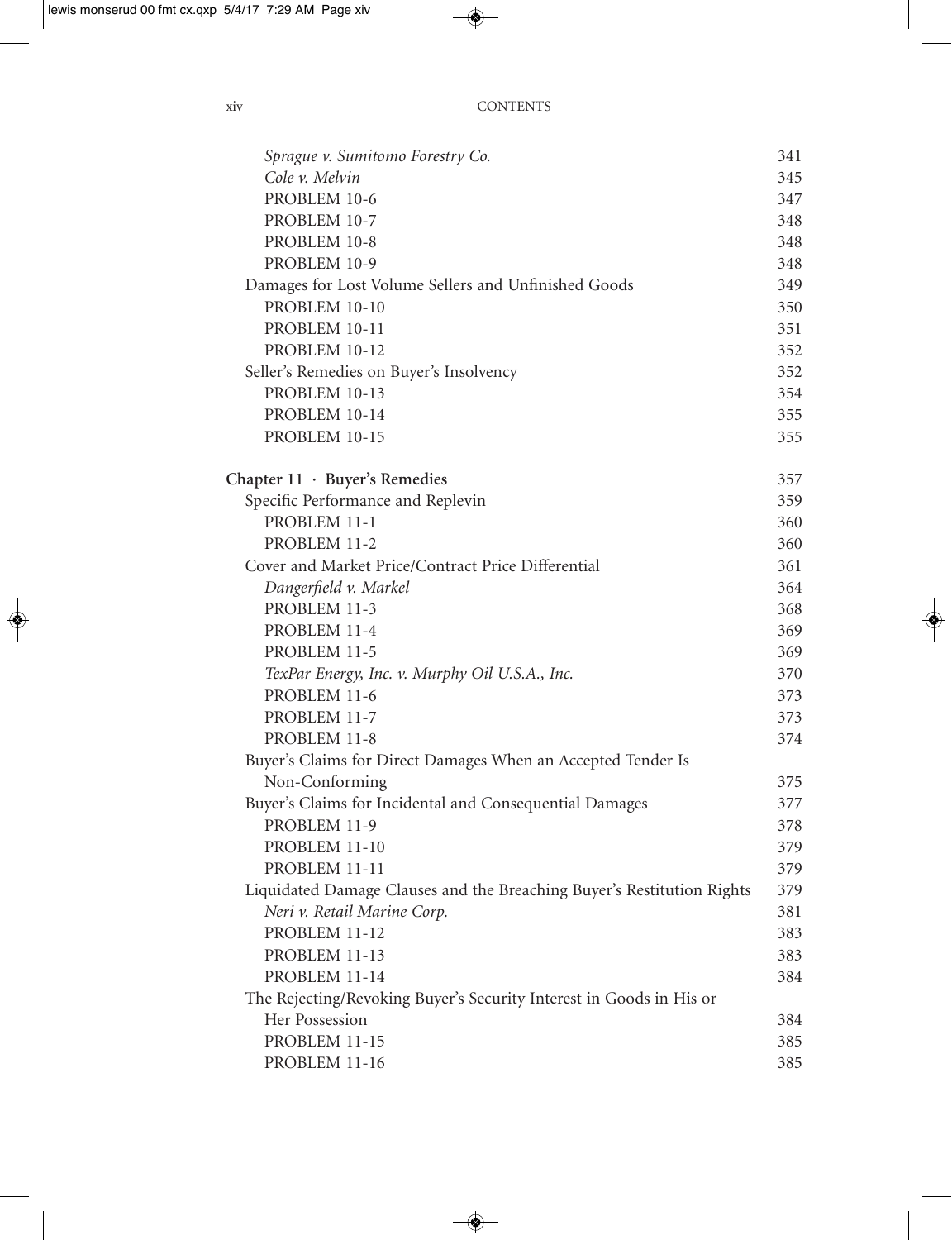| | |
|---|---|
| *Sprague v. Sumitomo Forestry Co.* | 341 |
| *Cole v. Melvin* | 345 |
| PROBLEM 10-6 | 347 |
| PROBLEM 10-7 | 348 |
| PROBLEM 10-8 | 348 |
| PROBLEM 10-9 | 348 |
| Damages for Lost Volume Sellers and Unfinished Goods | 349 |
| PROBLEM 10-10 | 350 |
| PROBLEM 10-11 | 351 |
| PROBLEM 10-12 | 352 |
| Seller's Remedies on Buyer's Insolvency | 352 |
| PROBLEM 10-13 | 354 |
| PROBLEM 10-14 | 355 |
| PROBLEM 10-15 | 355 |
| **Chapter 11 · Buyer's Remedies** | 357 |
| Specific Performance and Replevin | 359 |
| PROBLEM 11-1 | 360 |
| PROBLEM 11-2 | 360 |
| Cover and Market Price/Contract Price Differential | 361 |
| *Dangerfield v. Markel* | 364 |
| PROBLEM 11-3 | 368 |
| PROBLEM 11-4 | 369 |
| PROBLEM 11-5 | 369 |
| *TexPar Energy, Inc. v. Murphy Oil U.S.A., Inc.* | 370 |
| PROBLEM 11-6 | 373 |
| PROBLEM 11-7 | 373 |
| PROBLEM 11-8 | 374 |
| Buyer's Claims for Direct Damages When an Accepted Tender Is Non-Conforming | 375 |
| Buyer's Claims for Incidental and Consequential Damages | 377 |
| PROBLEM 11-9 | 378 |
| PROBLEM 11-10 | 379 |
| PROBLEM 11-11 | 379 |
| Liquidated Damage Clauses and the Breaching Buyer's Restitution Rights | 379 |
| *Neri v. Retail Marine Corp.* | 381 |
| PROBLEM 11-12 | 383 |
| PROBLEM 11-13 | 383 |
| PROBLEM 11-14 | 384 |
| The Rejecting/Revoking Buyer's Security Interest in Goods in His or Her Possession | 384 |
| PROBLEM 11-15 | 385 |
| PROBLEM 11-16 | 385 |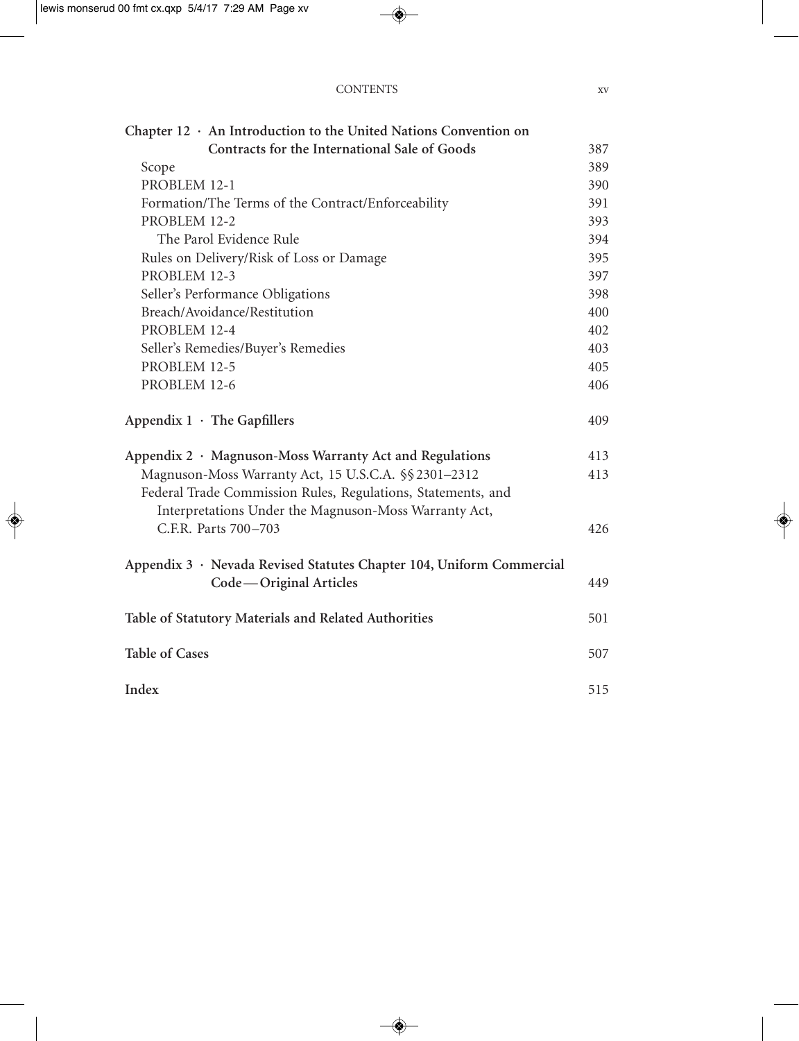**Chapter 12 · An Introduction to the United Nations Convention on Contracts for the International Sale of Goods** 387

- Scope 389
- PROBLEM 12-1 390
- Formation/The Terms of the Contract/Enforceability 391
- PROBLEM 12-2 393
  - The Parol Evidence Rule 394
- Rules on Delivery/Risk of Loss or Damage 395
- PROBLEM 12-3 397
- Seller's Performance Obligations 398
- Breach/Avoidance/Restitution 400
- PROBLEM 12-4 402
- Seller's Remedies/Buyer's Remedies 403
- PROBLEM 12-5 405
- PROBLEM 12-6 406

**Appendix 1 · The Gapfillers** 409

**Appendix 2 · Magnuson-Moss Warranty Act and Regulations** 413

- Magnuson-Moss Warranty Act, 15 U.S.C.A. §§ 2301–2312 413
- Federal Trade Commission Rules, Regulations, Statements, and Interpretations Under the Magnuson-Moss Warranty Act, C.F.R. Parts 700–703 426

**Appendix 3 · Nevada Revised Statutes Chapter 104, Uniform Commercial Code—Original Articles** 449

**Table of Statutory Materials and Related Authorities** 501

**Table of Cases** 507

**Index** 515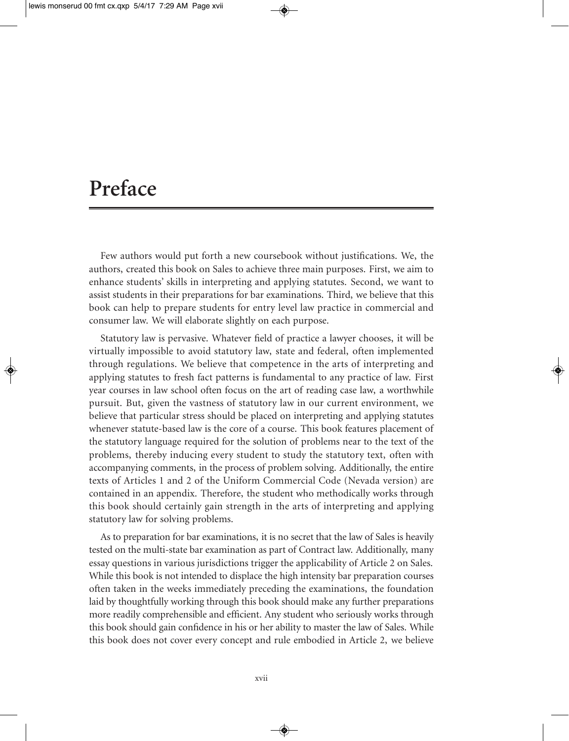# Preface

Few authors would put forth a new coursebook without justifications. We, the authors, created this book on Sales to achieve three main purposes. First, we aim to enhance students' skills in interpreting and applying statutes. Second, we want to assist students in their preparations for bar examinations. Third, we believe that this book can help to prepare students for entry level law practice in commercial and consumer law. We will elaborate slightly on each purpose.

Statutory law is pervasive. Whatever field of practice a lawyer chooses, it will be virtually impossible to avoid statutory law, state and federal, often implemented through regulations. We believe that competence in the arts of interpreting and applying statutes to fresh fact patterns is fundamental to any practice of law. First year courses in law school often focus on the art of reading case law, a worthwhile pursuit. But, given the vastness of statutory law in our current environment, we believe that particular stress should be placed on interpreting and applying statutes whenever statute-based law is the core of a course. This book features placement of the statutory language required for the solution of problems near to the text of the problems, thereby inducing every student to study the statutory text, often with accompanying comments, in the process of problem solving. Additionally, the entire texts of Articles 1 and 2 of the Uniform Commercial Code (Nevada version) are contained in an appendix. Therefore, the student who methodically works through this book should certainly gain strength in the arts of interpreting and applying statutory law for solving problems.

As to preparation for bar examinations, it is no secret that the law of Sales is heavily tested on the multi-state bar examination as part of Contract law. Additionally, many essay questions in various jurisdictions trigger the applicability of Article 2 on Sales. While this book is not intended to displace the high intensity bar preparation courses often taken in the weeks immediately preceding the examinations, the foundation laid by thoughtfully working through this book should make any further preparations more readily comprehensible and efficient. Any student who seriously works through this book should gain confidence in his or her ability to master the law of Sales. While this book does not cover every concept and rule embodied in Article 2, we believe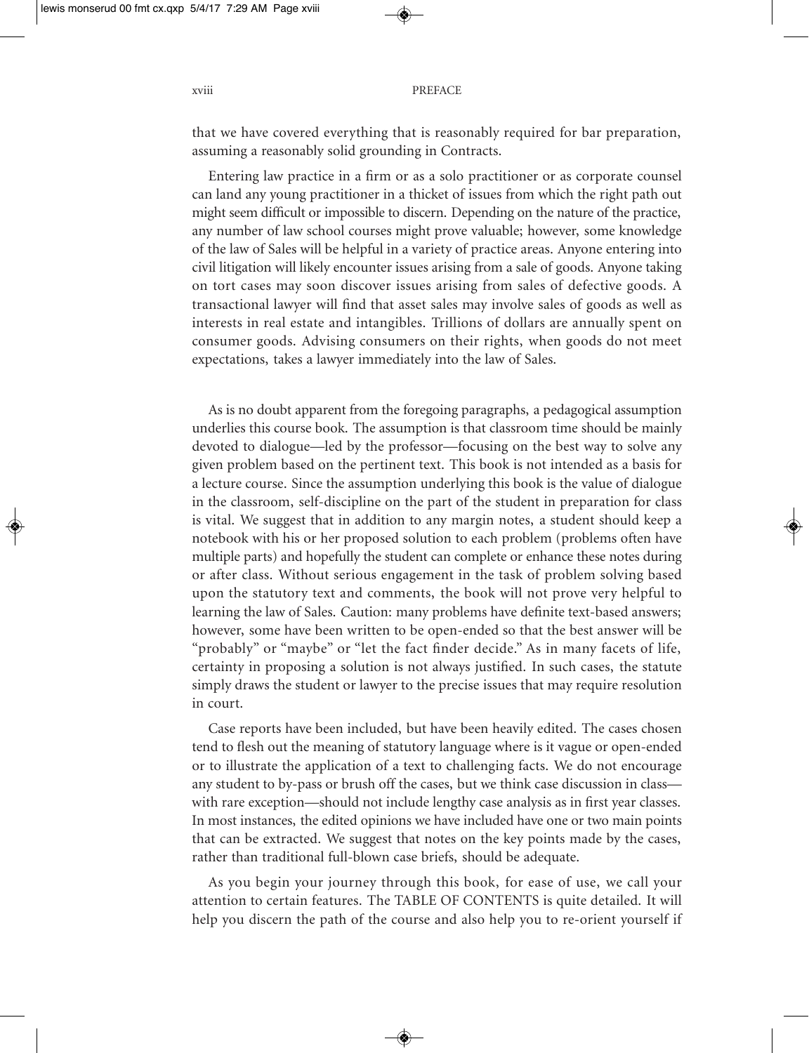that we have covered everything that is reasonably required for bar preparation, assuming a reasonably solid grounding in Contracts.

Entering law practice in a firm or as a solo practitioner or as corporate counsel can land any young practitioner in a thicket of issues from which the right path out might seem difficult or impossible to discern. Depending on the nature of the practice, any number of law school courses might prove valuable; however, some knowledge of the law of Sales will be helpful in a variety of practice areas. Anyone entering into civil litigation will likely encounter issues arising from a sale of goods. Anyone taking on tort cases may soon discover issues arising from sales of defective goods. A transactional lawyer will find that asset sales may involve sales of goods as well as interests in real estate and intangibles. Trillions of dollars are annually spent on consumer goods. Advising consumers on their rights, when goods do not meet expectations, takes a lawyer immediately into the law of Sales.

As is no doubt apparent from the foregoing paragraphs, a pedagogical assumption underlies this course book. The assumption is that classroom time should be mainly devoted to dialogue—led by the professor—focusing on the best way to solve any given problem based on the pertinent text. This book is not intended as a basis for a lecture course. Since the assumption underlying this book is the value of dialogue in the classroom, self-discipline on the part of the student in preparation for class is vital. We suggest that in addition to any margin notes, a student should keep a notebook with his or her proposed solution to each problem (problems often have multiple parts) and hopefully the student can complete or enhance these notes during or after class. Without serious engagement in the task of problem solving based upon the statutory text and comments, the book will not prove very helpful to learning the law of Sales. Caution: many problems have definite text-based answers; however, some have been written to be open-ended so that the best answer will be "probably" or "maybe" or "let the fact finder decide." As in many facets of life, certainty in proposing a solution is not always justified. In such cases, the statute simply draws the student or lawyer to the precise issues that may require resolution in court.

Case reports have been included, but have been heavily edited. The cases chosen tend to flesh out the meaning of statutory language where is it vague or open-ended or to illustrate the application of a text to challenging facts. We do not encourage any student to by-pass or brush off the cases, but we think case discussion in class—with rare exception—should not include lengthy case analysis as in first year classes. In most instances, the edited opinions we have included have one or two main points that can be extracted. We suggest that notes on the key points made by the cases, rather than traditional full-blown case briefs, should be adequate.

As you begin your journey through this book, for ease of use, we call your attention to certain features. The TABLE OF CONTENTS is quite detailed. It will help you discern the path of the course and also help you to re-orient yourself if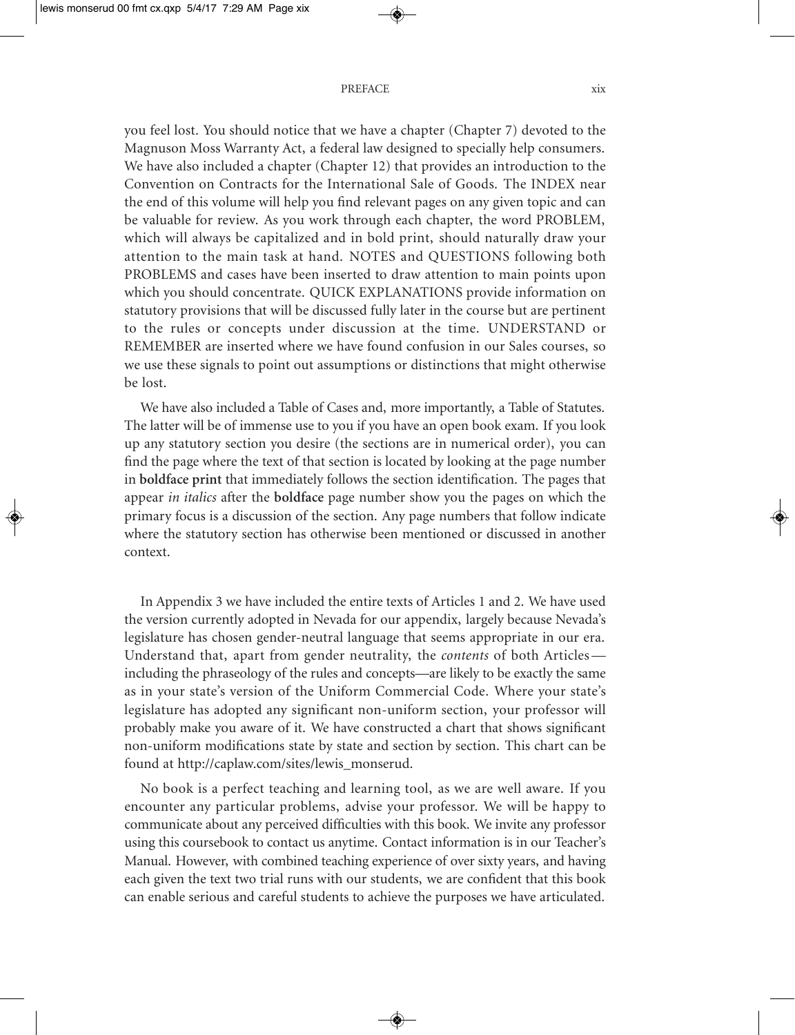you feel lost. You should notice that we have a chapter (Chapter 7) devoted to the Magnuson Moss Warranty Act, a federal law designed to specially help consumers. We have also included a chapter (Chapter 12) that provides an introduction to the Convention on Contracts for the International Sale of Goods. The INDEX near the end of this volume will help you find relevant pages on any given topic and can be valuable for review. As you work through each chapter, the word PROBLEM, which will always be capitalized and in bold print, should naturally draw your attention to the main task at hand. NOTES and QUESTIONS following both PROBLEMS and cases have been inserted to draw attention to main points upon which you should concentrate. QUICK EXPLANATIONS provide information on statutory provisions that will be discussed fully later in the course but are pertinent to the rules or concepts under discussion at the time. UNDERSTAND or REMEMBER are inserted where we have found confusion in our Sales courses, so we use these signals to point out assumptions or distinctions that might otherwise be lost.

We have also included a Table of Cases and, more importantly, a Table of Statutes. The latter will be of immense use to you if you have an open book exam. If you look up any statutory section you desire (the sections are in numerical order), you can find the page where the text of that section is located by looking at the page number in **boldface print** that immediately follows the section identification. The pages that appear *in italics* after the **boldface** page number show you the pages on which the primary focus is a discussion of the section. Any page numbers that follow indicate where the statutory section has otherwise been mentioned or discussed in another context.

In Appendix 3 we have included the entire texts of Articles 1 and 2. We have used the version currently adopted in Nevada for our appendix, largely because Nevada's legislature has chosen gender-neutral language that seems appropriate in our era. Understand that, apart from gender neutrality, the *contents* of both Articles—including the phraseology of the rules and concepts—are likely to be exactly the same as in your state's version of the Uniform Commercial Code. Where your state's legislature has adopted any significant non-uniform section, your professor will probably make you aware of it. We have constructed a chart that shows significant non-uniform modifications state by state and section by section. This chart can be found at http://caplaw.com/sites/lewis_monserud.

No book is a perfect teaching and learning tool, as we are well aware. If you encounter any particular problems, advise your professor. We will be happy to communicate about any perceived difficulties with this book. We invite any professor using this coursebook to contact us anytime. Contact information is in our Teacher's Manual. However, with combined teaching experience of over sixty years, and having each given the text two trial runs with our students, we are confident that this book can enable serious and careful students to achieve the purposes we have articulated.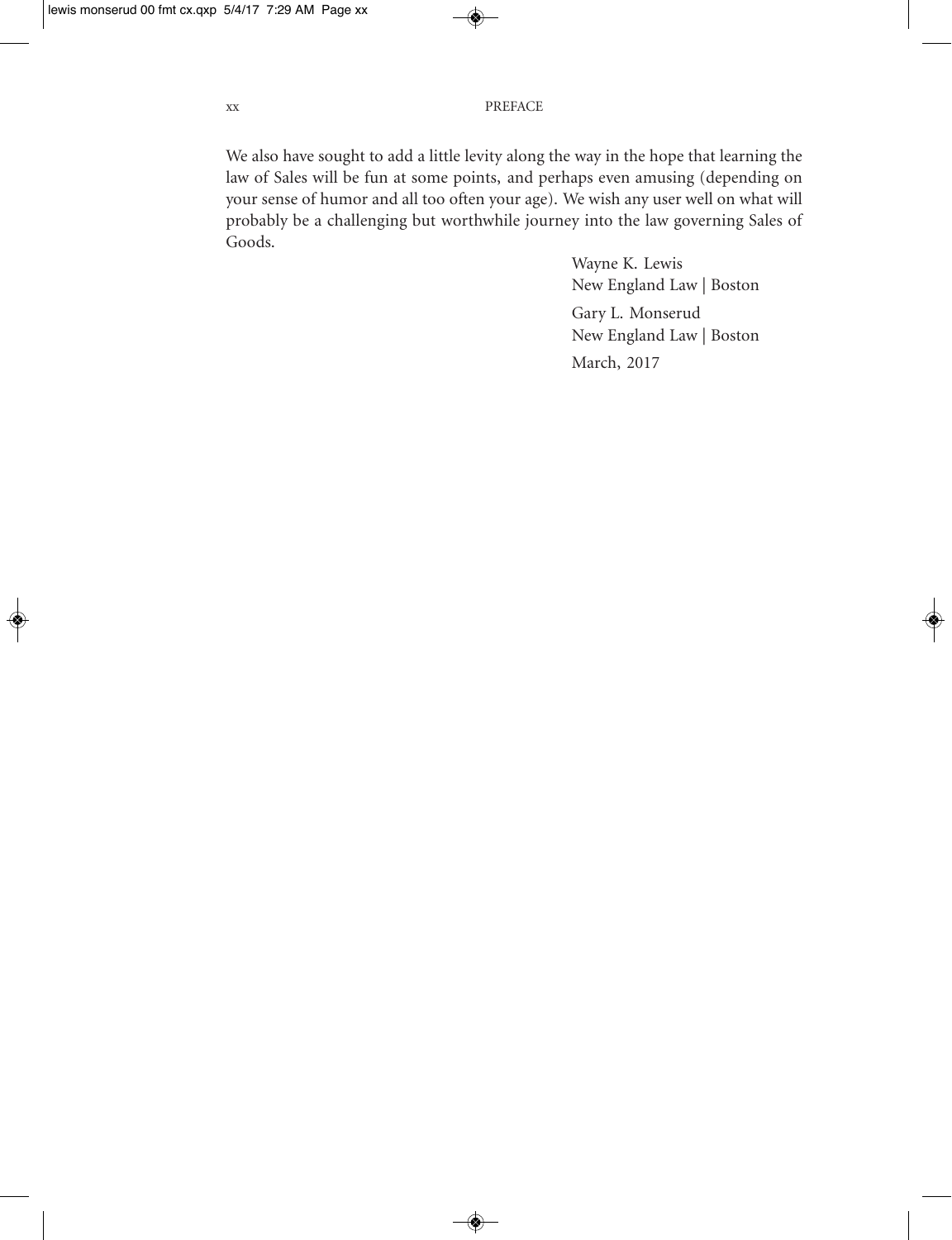We also have sought to add a little levity along the way in the hope that learning the law of Sales will be fun at some points, and perhaps even amusing (depending on your sense of humor and all too often your age). We wish any user well on what will probably be a challenging but worthwhile journey into the law governing Sales of Goods.

Wayne K. Lewis
New England Law | Boston

Gary L. Monserud
New England Law | Boston

March, 2017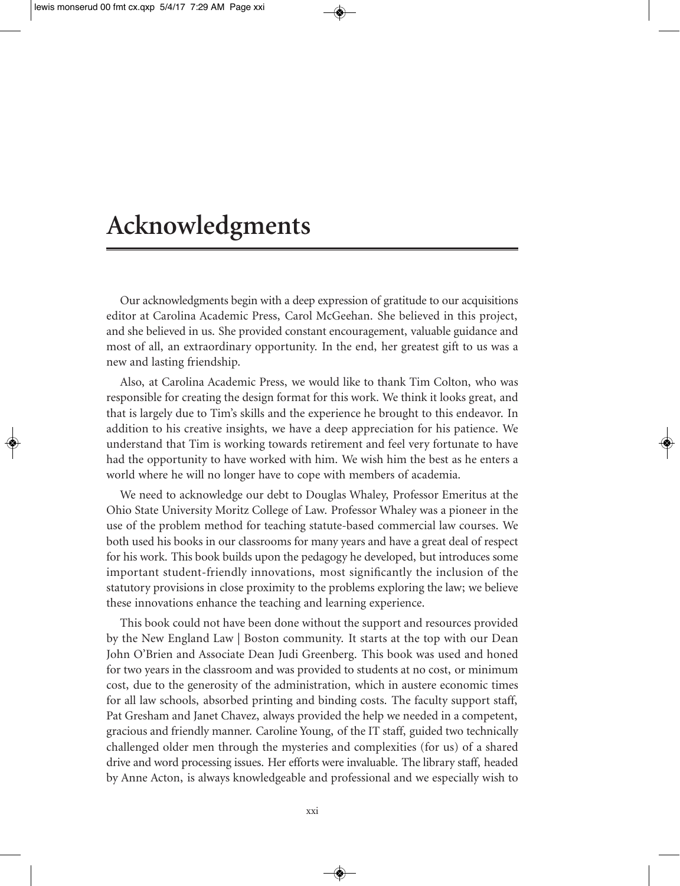# Acknowledgments

Our acknowledgments begin with a deep expression of gratitude to our acquisitions editor at Carolina Academic Press, Carol McGeehan. She believed in this project, and she believed in us. She provided constant encouragement, valuable guidance and most of all, an extraordinary opportunity. In the end, her greatest gift to us was a new and lasting friendship.

Also, at Carolina Academic Press, we would like to thank Tim Colton, who was responsible for creating the design format for this work. We think it looks great, and that is largely due to Tim's skills and the experience he brought to this endeavor. In addition to his creative insights, we have a deep appreciation for his patience. We understand that Tim is working towards retirement and feel very fortunate to have had the opportunity to have worked with him. We wish him the best as he enters a world where he will no longer have to cope with members of academia.

We need to acknowledge our debt to Douglas Whaley, Professor Emeritus at the Ohio State University Moritz College of Law. Professor Whaley was a pioneer in the use of the problem method for teaching statute-based commercial law courses. We both used his books in our classrooms for many years and have a great deal of respect for his work. This book builds upon the pedagogy he developed, but introduces some important student-friendly innovations, most significantly the inclusion of the statutory provisions in close proximity to the problems exploring the law; we believe these innovations enhance the teaching and learning experience.

This book could not have been done without the support and resources provided by the New England Law | Boston community. It starts at the top with our Dean John O'Brien and Associate Dean Judi Greenberg. This book was used and honed for two years in the classroom and was provided to students at no cost, or minimum cost, due to the generosity of the administration, which in austere economic times for all law schools, absorbed printing and binding costs. The faculty support staff, Pat Gresham and Janet Chavez, always provided the help we needed in a competent, gracious and friendly manner. Caroline Young, of the IT staff, guided two technically challenged older men through the mysteries and complexities (for us) of a shared drive and word processing issues. Her efforts were invaluable. The library staff, headed by Anne Acton, is always knowledgeable and professional and we especially wish to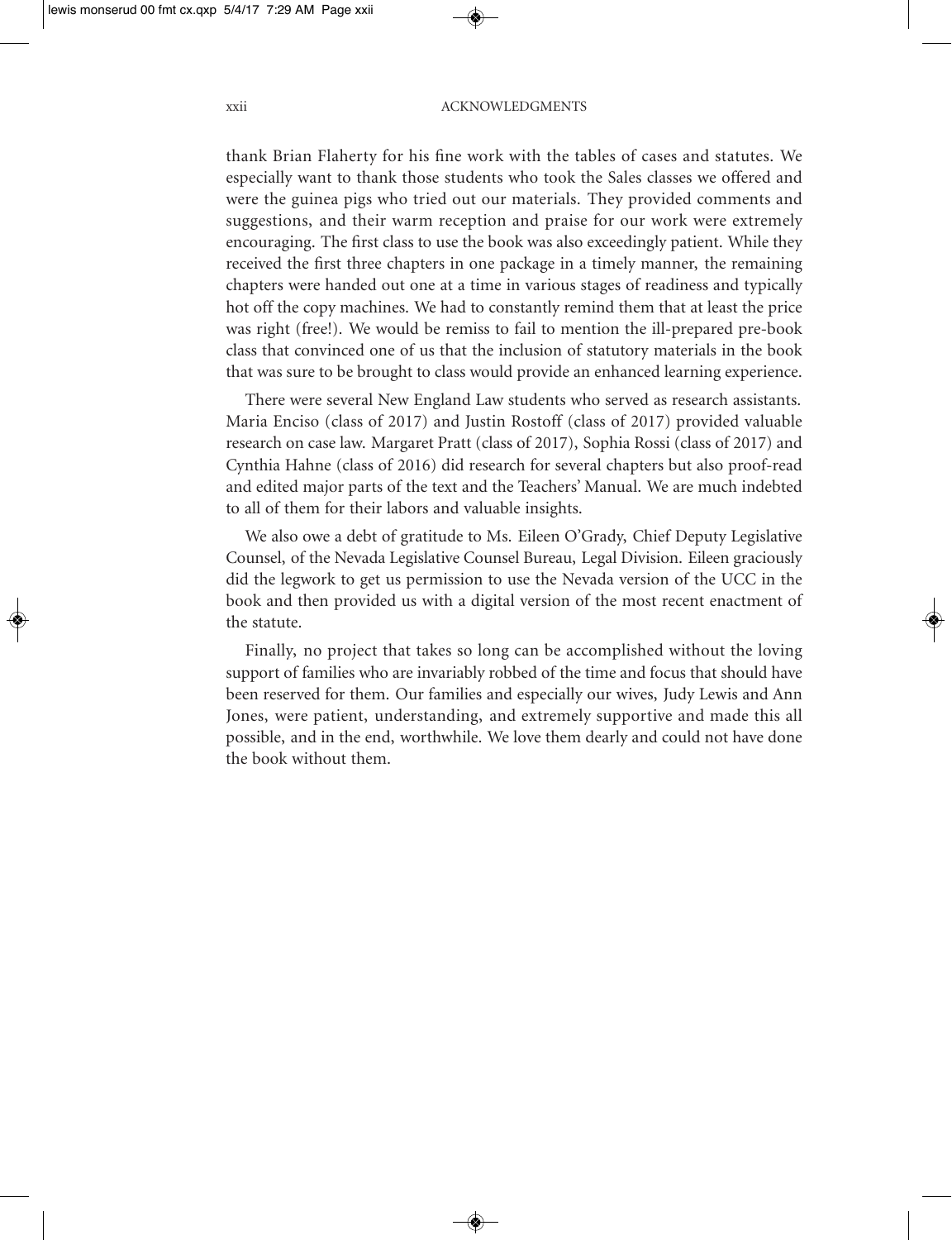thank Brian Flaherty for his fine work with the tables of cases and statutes. We especially want to thank those students who took the Sales classes we offered and were the guinea pigs who tried out our materials. They provided comments and suggestions, and their warm reception and praise for our work were extremely encouraging. The first class to use the book was also exceedingly patient. While they received the first three chapters in one package in a timely manner, the remaining chapters were handed out one at a time in various stages of readiness and typically hot off the copy machines. We had to constantly remind them that at least the price was right (free!). We would be remiss to fail to mention the ill-prepared pre-book class that convinced one of us that the inclusion of statutory materials in the book that was sure to be brought to class would provide an enhanced learning experience.

There were several New England Law students who served as research assistants. Maria Enciso (class of 2017) and Justin Rostoff (class of 2017) provided valuable research on case law. Margaret Pratt (class of 2017), Sophia Rossi (class of 2017) and Cynthia Hahne (class of 2016) did research for several chapters but also proof-read and edited major parts of the text and the Teachers' Manual. We are much indebted to all of them for their labors and valuable insights.

We also owe a debt of gratitude to Ms. Eileen O'Grady, Chief Deputy Legislative Counsel, of the Nevada Legislative Counsel Bureau, Legal Division. Eileen graciously did the legwork to get us permission to use the Nevada version of the UCC in the book and then provided us with a digital version of the most recent enactment of the statute.

Finally, no project that takes so long can be accomplished without the loving support of families who are invariably robbed of the time and focus that should have been reserved for them. Our families and especially our wives, Judy Lewis and Ann Jones, were patient, understanding, and extremely supportive and made this all possible, and in the end, worthwhile. We love them dearly and could not have done the book without them.